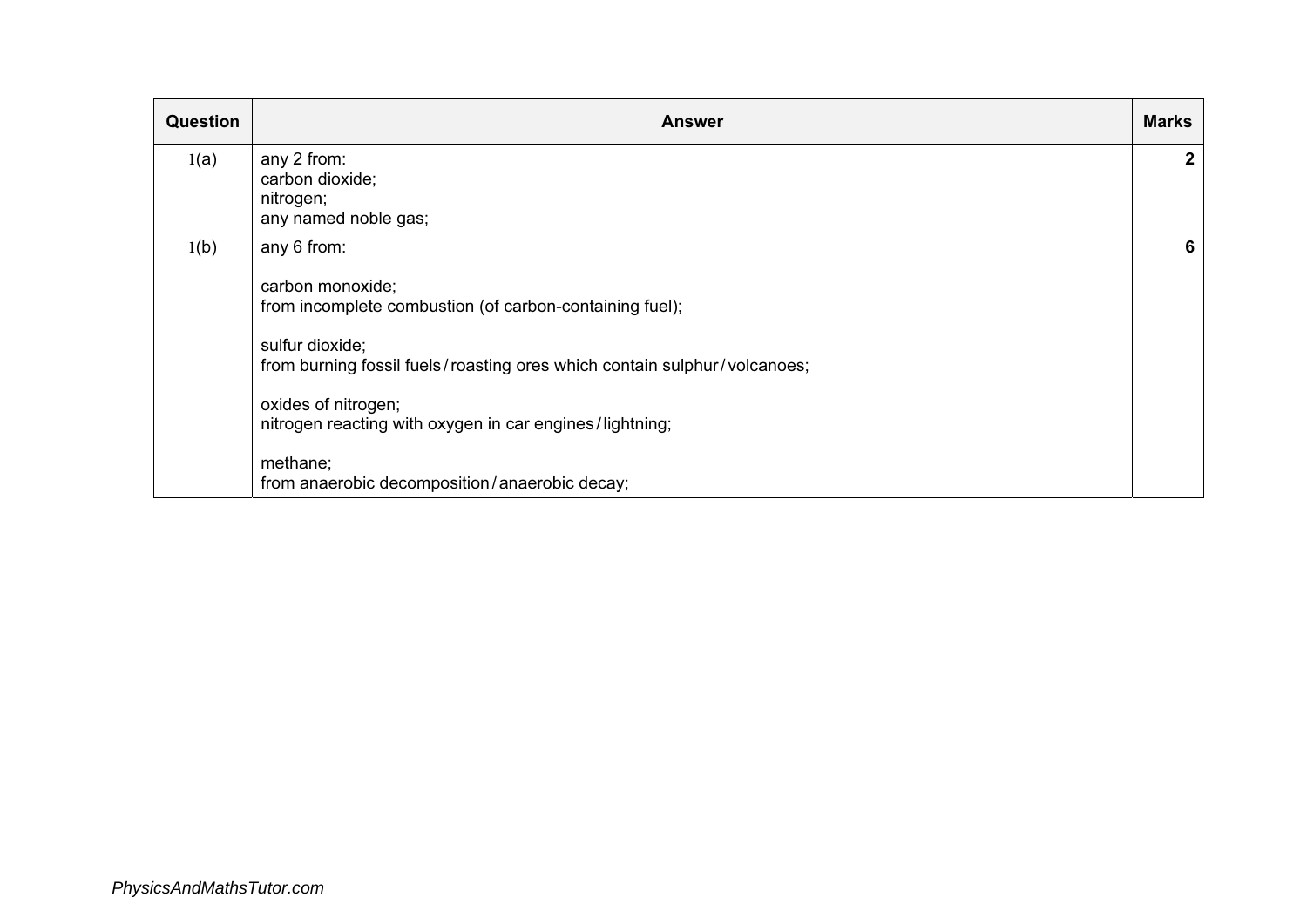| Question | Answer | Marks |
|---|---|---|
| 1(a) | any 2 from:<br>carbon dioxide;<br>nitrogen;<br>any named noble gas; | **2** |
| 1(b) | any 6 from:<br><br>carbon monoxide;<br>from incomplete combustion (of carbon-containing fuel);<br><br>sulfur dioxide;<br>from burning fossil fuels / roasting ores which contain sulphur / volcanoes;<br><br>oxides of nitrogen;<br>nitrogen reacting with oxygen in car engines / lightning;<br><br>methane;<br>from anaerobic decomposition / anaerobic decay; | **6** |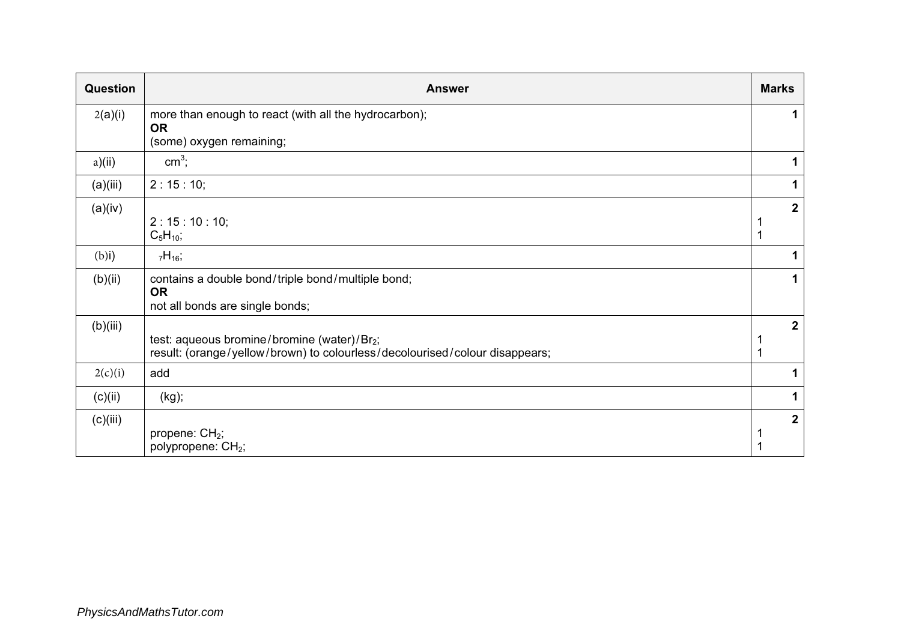| Question | Answer | Marks |
|---|---|---|
| 2(a)(i) | more than enough to react (with all the hydrocarbon);<br>**OR**<br>(some) oxygen remaining; | **1** |
| a)(ii) | $cm^3$; | **1** |
| (a)(iii) | 2 : 15 : 10; | **1** |
| (a)(iv) | 2 : 15 : 10 : 10;<br>$C_5H_{10}$; | **2**<br>1<br>1 |
| (b)i) | $_7H_{16}$; | **1** |
| (b)(ii) | contains a double bond / triple bond / multiple bond;<br>**OR**<br>not all bonds are single bonds; | **1** |
| (b)(iii) | test: aqueous bromine / bromine (water) / $Br_2$;<br>result: (orange / yellow / brown) to colourless / decolourised / colour disappears; | **2**<br>1<br>1 |
| 2(c)(i) | add | **1** |
| (c)(ii) | (kg); | **1** |
| (c)(iii) | propene: $CH_2$;<br>polypropene: $CH_2$; | **2**<br>1<br>1 |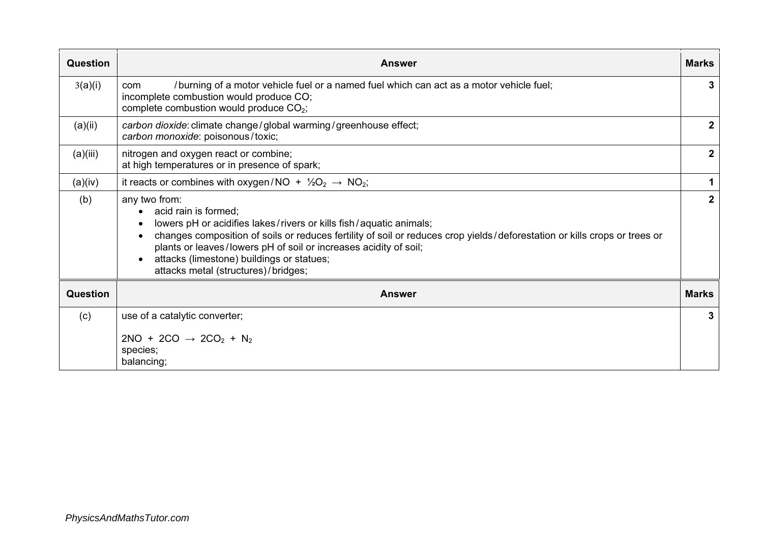| Question | Answer | Marks |
|---|---|---|
| 3(a)(i) | com / burning of a motor vehicle fuel or a named fuel which can act as a motor vehicle fuel;<br>incomplete combustion would produce CO;<br>complete combustion would produce $CO_2$; | 3 |
| (a)(ii) | *carbon dioxide*: climate change / global warming / greenhouse effect;<br>*carbon monoxide*: poisonous / toxic; | 2 |
| (a)(iii) | nitrogen and oxygen react or combine;<br>at high temperatures or in presence of spark; | 2 |
| (a)(iv) | it reacts or combines with oxygen / $NO + \frac{1}{2}O_2 \rightarrow NO_2$; | 1 |
| (b) | any two from:<br>• acid rain is formed;<br>• lowers pH or acidifies lakes / rivers or kills fish / aquatic animals;<br>• changes composition of soils or reduces fertility of soil or reduces crop yields / deforestation or kills crops or trees or plants or leaves / lowers pH of soil or increases acidity of soil;<br>• attacks (limestone) buildings or statues;<br>attacks metal (structures) / bridges; | 2 |
| (c) | use of a catalytic converter;<br><br>$2NO + 2CO \rightarrow 2CO_2 + N_2$<br>species;<br>balancing; | 3 |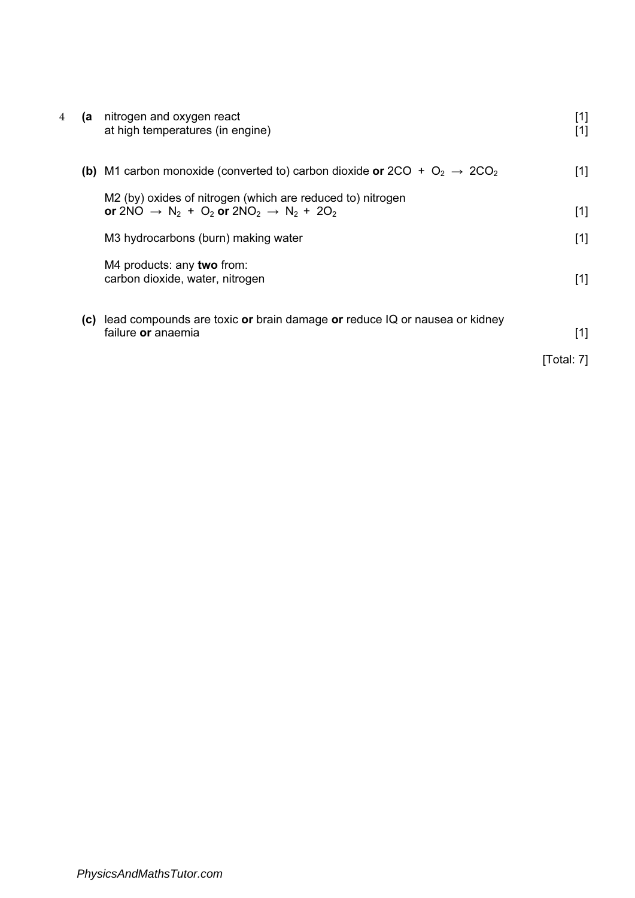4 **(a** nitrogen and oxygen react [1]
at high temperatures (in engine) [1]

**(b)** M1 carbon monoxide (converted to) carbon dioxide **or** $2CO + O_2 \rightarrow 2CO_2$ [1]

M2 (by) oxides of nitrogen (which are reduced to) nitrogen
**or** $2NO \rightarrow N_2 + O_2$ **or** $2NO_2 \rightarrow N_2 + 2O_2$ [1]

M3 hydrocarbons (burn) making water [1]

M4 products: any **two** from:
carbon dioxide, water, nitrogen [1]

**(c)** lead compounds are toxic **or** brain damage **or** reduce IQ or nausea or kidney failure **or** anaemia [1]

[Total: 7]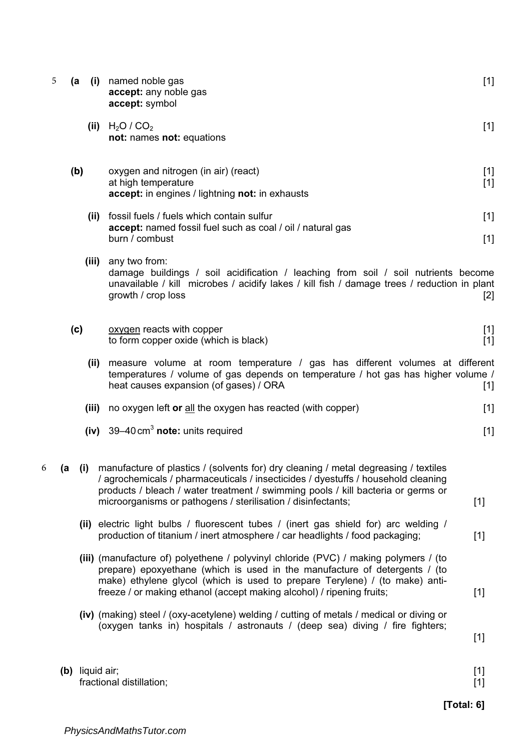5 **(a (i)** named noble gas [1]
**accept:** any noble gas
**accept:** symbol

**(ii)** $H_2O$ / $CO_2$ [1]
**not:** names **not:** equations

**(b)** oxygen and nitrogen (in air) (react) [1]
at high temperature [1]
**accept:** in engines / lightning **not:** in exhausts

**(ii)** fossil fuels / fuels which contain sulfur [1]
**accept:** named fossil fuel such as coal / oil / natural gas
burn / combust [1]

**(iii)** any two from:
damage buildings / soil acidification / leaching from soil / soil nutrients become unavailable / kill microbes / acidify lakes / kill fish / damage trees / reduction in plant growth / crop loss [2]

**(c)** <u>oxygen</u> reacts with copper [1]
to form copper oxide (which is black) [1]

**(ii)** measure volume at room temperature / gas has different volumes at different temperatures / volume of gas depends on temperature / hot gas has higher volume / heat causes expansion (of gases) / ORA [1]

**(iii)** no oxygen left **or** <u>all</u> the oxygen has reacted (with copper) [1]

**(iv)** 39–40 $cm^3$ **note:** units required [1]

6 **(a (i)** manufacture of plastics / (solvents for) dry cleaning / metal degreasing / textiles / agrochemicals / pharmaceuticals / insecticides / dyestuffs / household cleaning products / bleach / water treatment / swimming pools / kill bacteria or germs or microorganisms or pathogens / sterilisation / disinfectants; [1]

**(ii)** electric light bulbs / fluorescent tubes / (inert gas shield for) arc welding / production of titanium / inert atmosphere / car headlights / food packaging; [1]

**(iii)** (manufacture of) polyethene / polyvinyl chloride (PVC) / making polymers / (to prepare) epoxyethane (which is used in the manufacture of detergents / (to make) ethylene glycol (which is used to prepare Terylene) / (to make) anti-freeze / or making ethanol (accept making alcohol) / ripening fruits; [1]

**(iv)** (making) steel / (oxy-acetylene) welding / cutting of metals / medical or diving or (oxygen tanks in) hospitals / astronauts / (deep sea) diving / fire fighters; [1]

**(b)** liquid air; [1]
fractional distillation; [1]

**[Total: 6]**